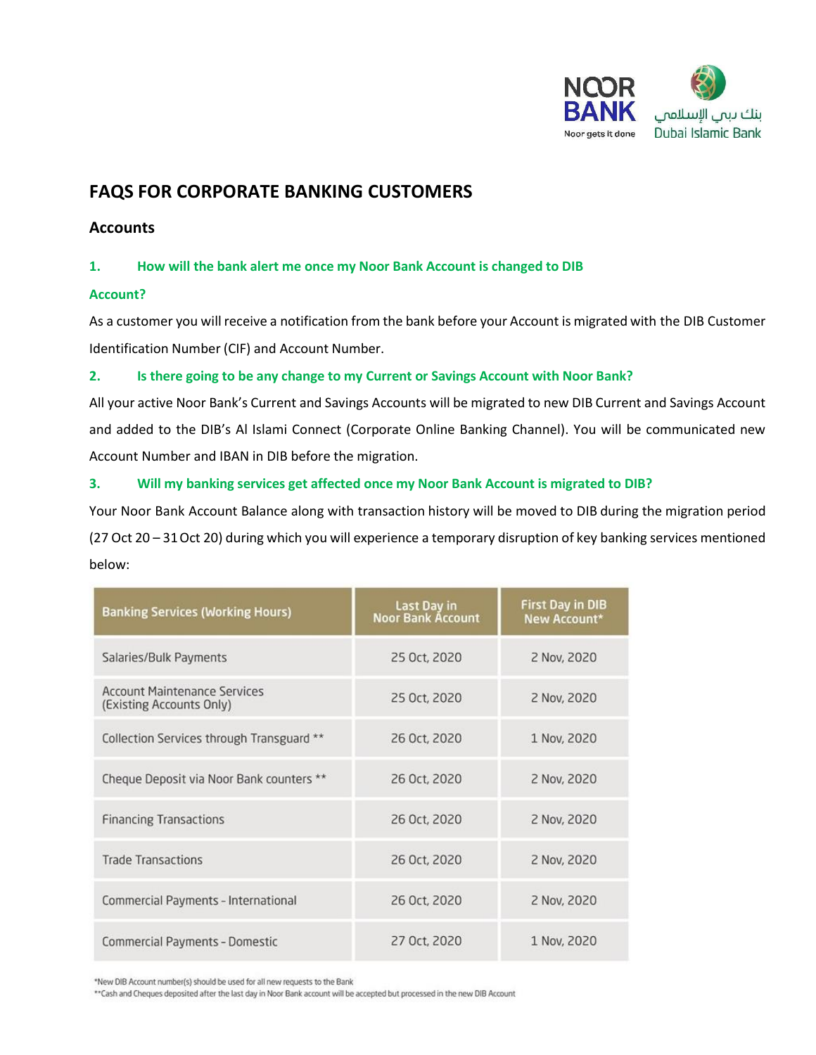# FAQS FOR CORPORATE BANKING CUSTOMERS

## Accounts

### 1. How will the bank alert me once my Noor Bank Account is changed to DIB Account?

As a customer you will receive a notification from the bank before your Account is migrated with the DIB Customer Identification Number (CIF) and Account Number.

### 2. Is there going to be any change to my Current or Savings Account with Noor Bank?

All your active Noor Bank's Current and Savings Accounts will be migrated to new DIB Current and Savings Account and added to the DIB's Al Islami Connect (Corporate Online Banking Channel). You will be communicated new Account Number and IBAN in DIB before the migration.

### 3. Will my banking services get affected once my Noor Bank Account is migrated to DIB?

Your Noor Bank Account Balance along with transaction history will be moved to DIB during the migration period (27 Oct 20 – 31 Oct 20) during which you will experience a temporary disruption of key banking services mentioned below:

| Banking Services (Working Hours) | Last Day in Noor Bank Account | First Day in DIB New Account* |
|---|---|---|
| Salaries/Bulk Payments | 25 Oct, 2020 | 2 Nov, 2020 |
| Account Maintenance Services (Existing Accounts Only) | 25 Oct, 2020 | 2 Nov, 2020 |
| Collection Services through Transguard ** | 26 Oct, 2020 | 1 Nov, 2020 |
| Cheque Deposit via Noor Bank counters ** | 26 Oct, 2020 | 2 Nov, 2020 |
| Financing Transactions | 26 Oct, 2020 | 2 Nov, 2020 |
| Trade Transactions | 26 Oct, 2020 | 2 Nov, 2020 |
| Commercial Payments - International | 26 Oct, 2020 | 2 Nov, 2020 |
| Commercial Payments - Domestic | 27 Oct, 2020 | 1 Nov, 2020 |

*New DIB Account number(s) should be used for all new requests to the Bank

**Cash and Cheques deposited after the last day in Noor Bank account will be accepted but processed in the new DIB Account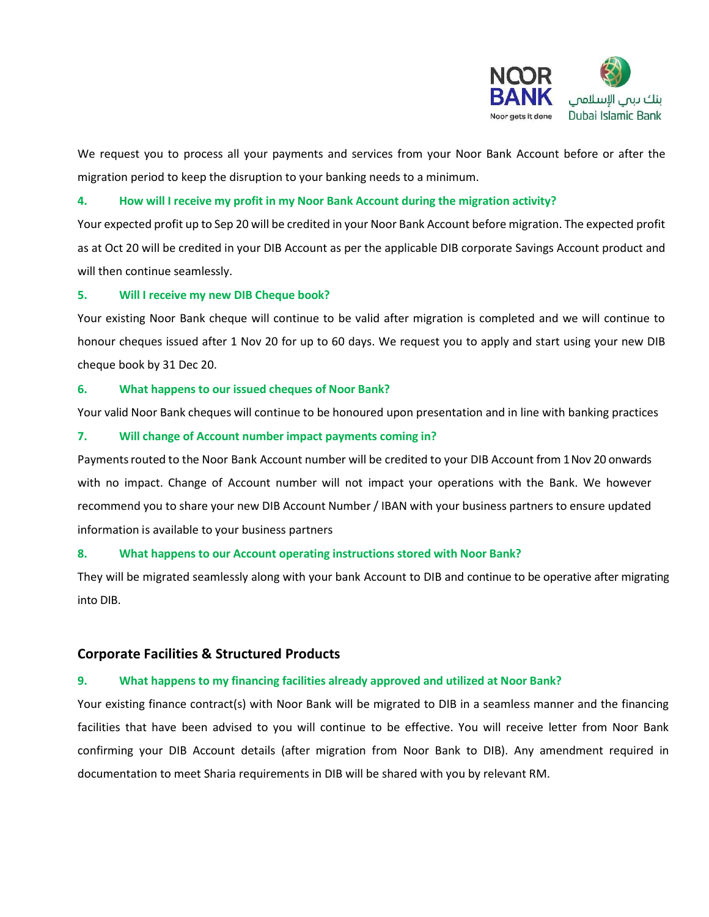We request you to process all your payments and services from your Noor Bank Account before or after the migration period to keep the disruption to your banking needs to a minimum.

**4. How will I receive my profit in my Noor Bank Account during the migration activity?**

Your expected profit up to Sep 20 will be credited in your Noor Bank Account before migration. The expected profit as at Oct 20 will be credited in your DIB Account as per the applicable DIB corporate Savings Account product and will then continue seamlessly.

**5. Will I receive my new DIB Cheque book?**

Your existing Noor Bank cheque will continue to be valid after migration is completed and we will continue to honour cheques issued after 1 Nov 20 for up to 60 days. We request you to apply and start using your new DIB cheque book by 31 Dec 20.

**6. What happens to our issued cheques of Noor Bank?**

Your valid Noor Bank cheques will continue to be honoured upon presentation and in line with banking practices

**7. Will change of Account number impact payments coming in?**

Payments routed to the Noor Bank Account number will be credited to your DIB Account from 1 Nov 20 onwards with no impact. Change of Account number will not impact your operations with the Bank. We however recommend you to share your new DIB Account Number / IBAN with your business partners to ensure updated information is available to your business partners

**8. What happens to our Account operating instructions stored with Noor Bank?**

They will be migrated seamlessly along with your bank Account to DIB and continue to be operative after migrating into DIB.

## Corporate Facilities & Structured Products

**9. What happens to my financing facilities already approved and utilized at Noor Bank?**

Your existing finance contract(s) with Noor Bank will be migrated to DIB in a seamless manner and the financing facilities that have been advised to you will continue to be effective. You will receive letter from Noor Bank confirming your DIB Account details (after migration from Noor Bank to DIB). Any amendment required in documentation to meet Sharia requirements in DIB will be shared with you by relevant RM.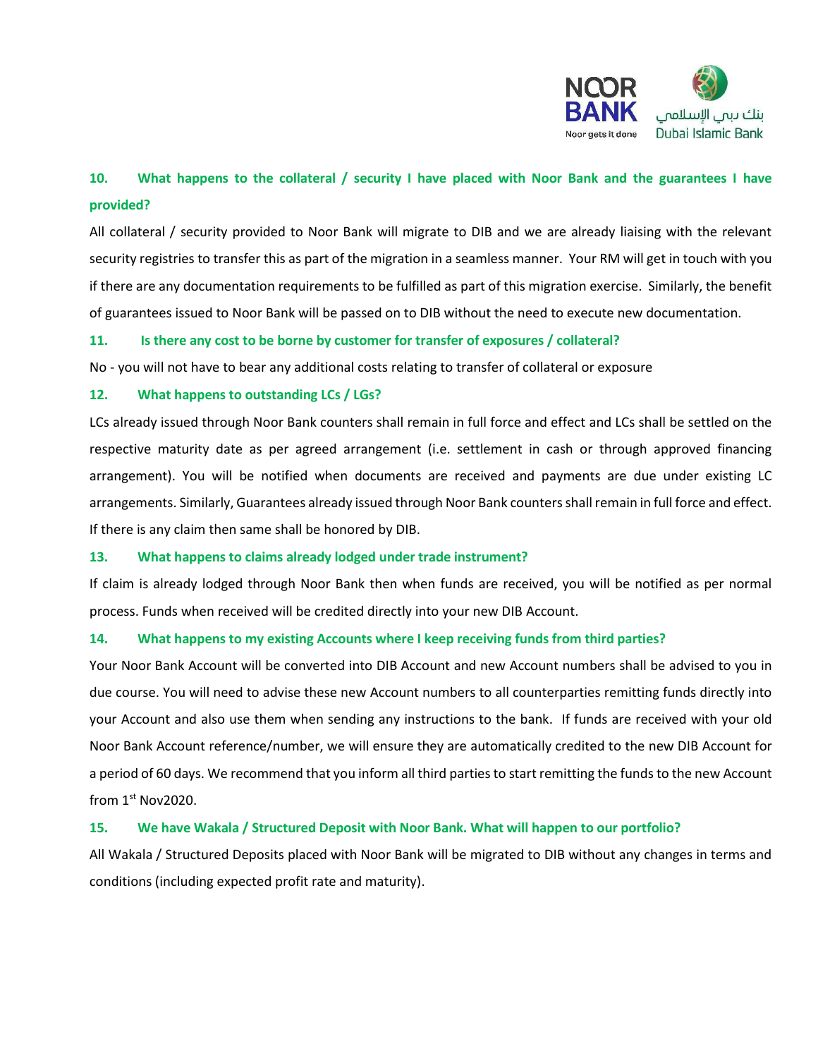### 10. What happens to the collateral / security I have placed with Noor Bank and the guarantees I have provided?

All collateral / security provided to Noor Bank will migrate to DIB and we are already liaising with the relevant security registries to transfer this as part of the migration in a seamless manner. Your RM will get in touch with you if there are any documentation requirements to be fulfilled as part of this migration exercise. Similarly, the benefit of guarantees issued to Noor Bank will be passed on to DIB without the need to execute new documentation.

### 11. Is there any cost to be borne by customer for transfer of exposures / collateral?

No - you will not have to bear any additional costs relating to transfer of collateral or exposure

### 12. What happens to outstanding LCs / LGs?

LCs already issued through Noor Bank counters shall remain in full force and effect and LCs shall be settled on the respective maturity date as per agreed arrangement (i.e. settlement in cash or through approved financing arrangement). You will be notified when documents are received and payments are due under existing LC arrangements. Similarly, Guarantees already issued through Noor Bank counters shall remain in full force and effect. If there is any claim then same shall be honored by DIB.

### 13. What happens to claims already lodged under trade instrument?

If claim is already lodged through Noor Bank then when funds are received, you will be notified as per normal process. Funds when received will be credited directly into your new DIB Account.

### 14. What happens to my existing Accounts where I keep receiving funds from third parties?

Your Noor Bank Account will be converted into DIB Account and new Account numbers shall be advised to you in due course. You will need to advise these new Account numbers to all counterparties remitting funds directly into your Account and also use them when sending any instructions to the bank. If funds are received with your old Noor Bank Account reference/number, we will ensure they are automatically credited to the new DIB Account for a period of 60 days. We recommend that you inform all third parties to start remitting the funds to the new Account from 1st Nov2020.

### 15. We have Wakala / Structured Deposit with Noor Bank. What will happen to our portfolio?

All Wakala / Structured Deposits placed with Noor Bank will be migrated to DIB without any changes in terms and conditions (including expected profit rate and maturity).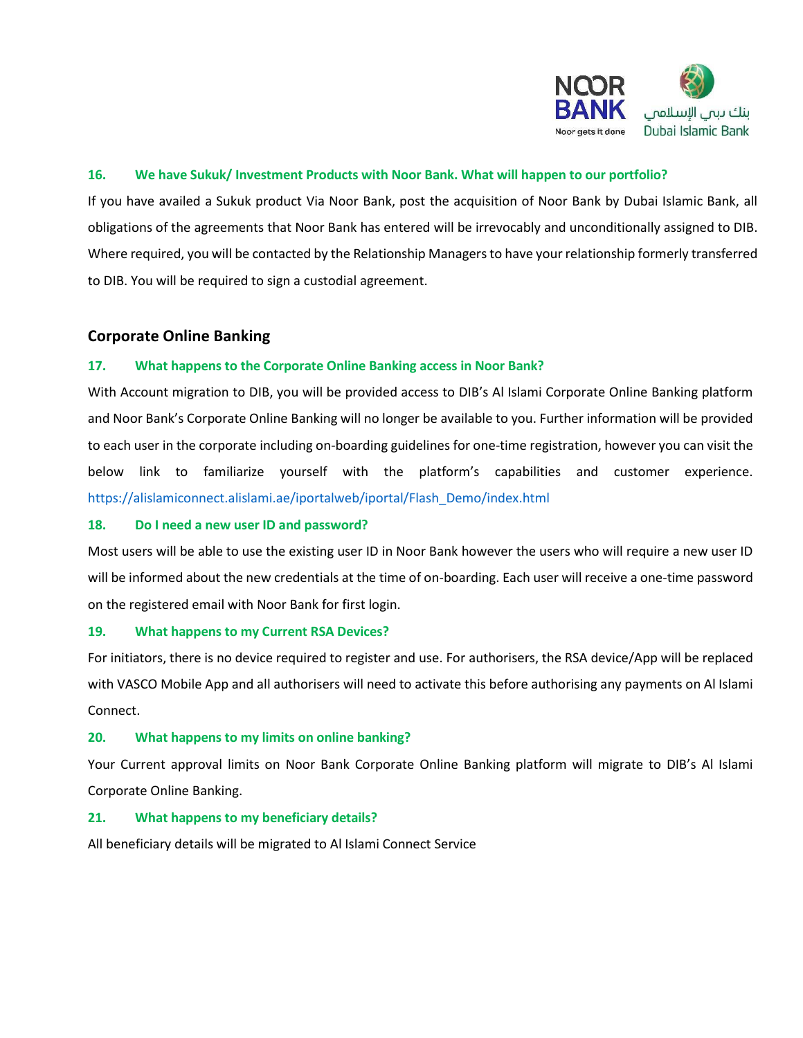### 16. We have Sukuk/ Investment Products with Noor Bank. What will happen to our portfolio?

If you have availed a Sukuk product Via Noor Bank, post the acquisition of Noor Bank by Dubai Islamic Bank, all obligations of the agreements that Noor Bank has entered will be irrevocably and unconditionally assigned to DIB. Where required, you will be contacted by the Relationship Managers to have your relationship formerly transferred to DIB. You will be required to sign a custodial agreement.

## Corporate Online Banking

### 17. What happens to the Corporate Online Banking access in Noor Bank?

With Account migration to DIB, you will be provided access to DIB's Al Islami Corporate Online Banking platform and Noor Bank's Corporate Online Banking will no longer be available to you. Further information will be provided to each user in the corporate including on-boarding guidelines for one-time registration, however you can visit the below link to familiarize yourself with the platform's capabilities and customer experience. https://alislamiconnect.alislami.ae/iportalweb/iportal/Flash_Demo/index.html

### 18. Do I need a new user ID and password?

Most users will be able to use the existing user ID in Noor Bank however the users who will require a new user ID will be informed about the new credentials at the time of on-boarding. Each user will receive a one-time password on the registered email with Noor Bank for first login.

### 19. What happens to my Current RSA Devices?

For initiators, there is no device required to register and use. For authorisers, the RSA device/App will be replaced with VASCO Mobile App and all authorisers will need to activate this before authorising any payments on Al Islami Connect.

### 20. What happens to my limits on online banking?

Your Current approval limits on Noor Bank Corporate Online Banking platform will migrate to DIB's Al Islami Corporate Online Banking.

### 21. What happens to my beneficiary details?

All beneficiary details will be migrated to Al Islami Connect Service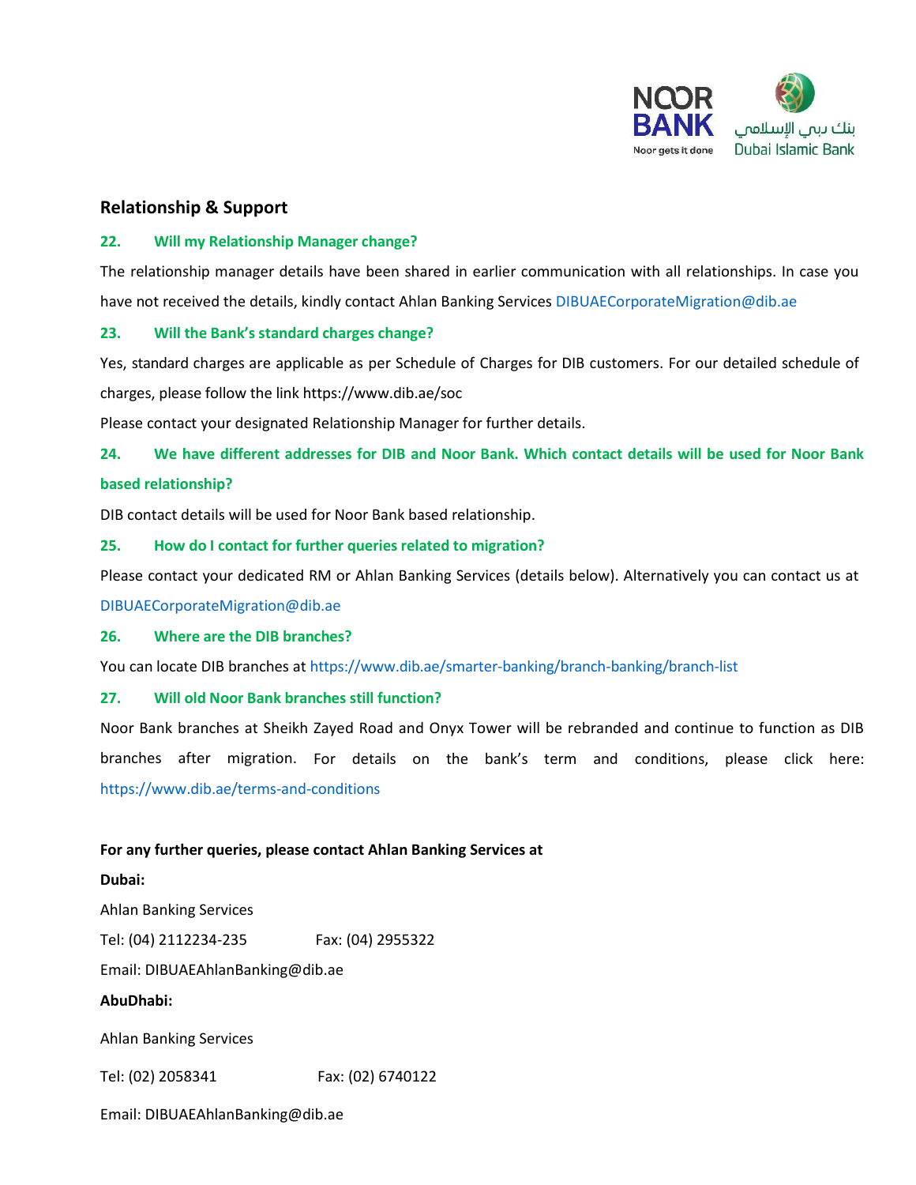## Relationship & Support

### 22. Will my Relationship Manager change?

The relationship manager details have been shared in earlier communication with all relationships. In case you have not received the details, kindly contact Ahlan Banking Services DIBUAECorporateMigration@dib.ae

### 23. Will the Bank's standard charges change?

Yes, standard charges are applicable as per Schedule of Charges for DIB customers. For our detailed schedule of charges, please follow the link https://www.dib.ae/soc

Please contact your designated Relationship Manager for further details.

### 24. We have different addresses for DIB and Noor Bank. Which contact details will be used for Noor Bank based relationship?

DIB contact details will be used for Noor Bank based relationship.

### 25. How do I contact for further queries related to migration?

Please contact your dedicated RM or Ahlan Banking Services (details below). Alternatively you can contact us at DIBUAECorporateMigration@dib.ae

### 26. Where are the DIB branches?

You can locate DIB branches at https://www.dib.ae/smarter-banking/branch-banking/branch-list

### 27. Will old Noor Bank branches still function?

Noor Bank branches at Sheikh Zayed Road and Onyx Tower will be rebranded and continue to function as DIB branches after migration. For details on the bank's term and conditions, please click here: https://www.dib.ae/terms-and-conditions

**For any further queries, please contact Ahlan Banking Services at**

**Dubai:**

Ahlan Banking Services

Tel: (04) 2112234-235 Fax: (04) 2955322

Email: DIBUAEAhlanBanking@dib.ae

**AbuDhabi:**

Ahlan Banking Services

Tel: (02) 2058341 Fax: (02) 6740122

Email: DIBUAEAhlanBanking@dib.ae